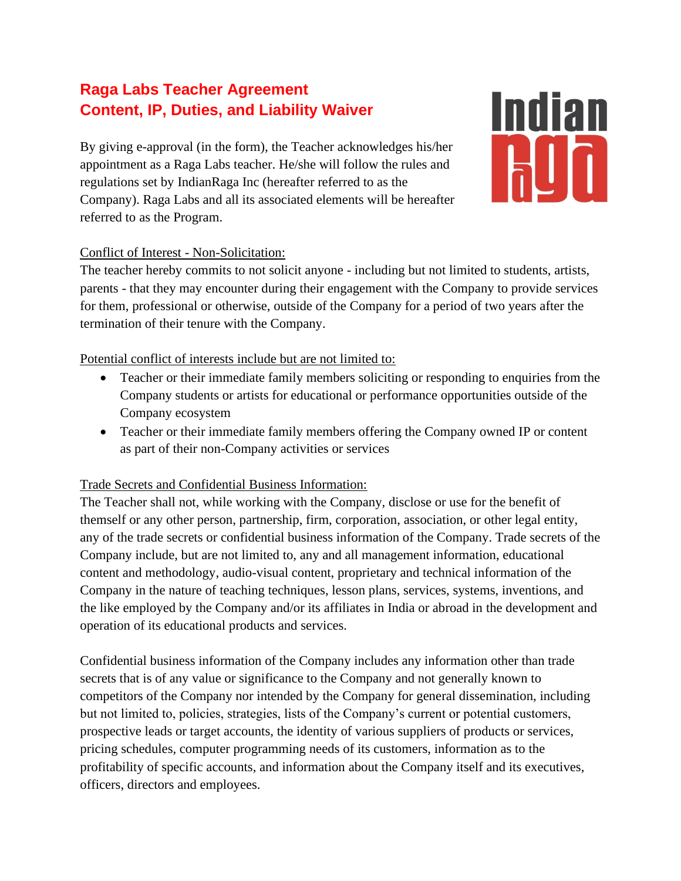# Raga Labs Teacher Agreement
# Content, IP, Duties, and Liability Waiver

By giving e-approval (in the form), the Teacher acknowledges his/her appointment as a Raga Labs teacher. He/she will follow the rules and regulations set by IndianRaga Inc (hereafter referred to as the Company). Raga Labs and all its associated elements will be hereafter referred to as the Program.

<u>Conflict of Interest - Non-Solicitation:</u>

The teacher hereby commits to not solicit anyone - including but not limited to students, artists, parents - that they may encounter during their engagement with the Company to provide services for them, professional or otherwise, outside of the Company for a period of two years after the termination of their tenure with the Company.

<u>Potential conflict of interests include but are not limited to:</u>

- Teacher or their immediate family members soliciting or responding to enquiries from the Company students or artists for educational or performance opportunities outside of the Company ecosystem
- Teacher or their immediate family members offering the Company owned IP or content as part of their non-Company activities or services

<u>Trade Secrets and Confidential Business Information:</u>

The Teacher shall not, while working with the Company, disclose or use for the benefit of themself or any other person, partnership, firm, corporation, association, or other legal entity, any of the trade secrets or confidential business information of the Company. Trade secrets of the Company include, but are not limited to, any and all management information, educational content and methodology, audio-visual content, proprietary and technical information of the Company in the nature of teaching techniques, lesson plans, services, systems, inventions, and the like employed by the Company and/or its affiliates in India or abroad in the development and operation of its educational products and services.

Confidential business information of the Company includes any information other than trade secrets that is of any value or significance to the Company and not generally known to competitors of the Company nor intended by the Company for general dissemination, including but not limited to, policies, strategies, lists of the Company's current or potential customers, prospective leads or target accounts, the identity of various suppliers of products or services, pricing schedules, computer programming needs of its customers, information as to the profitability of specific accounts, and information about the Company itself and its executives, officers, directors and employees.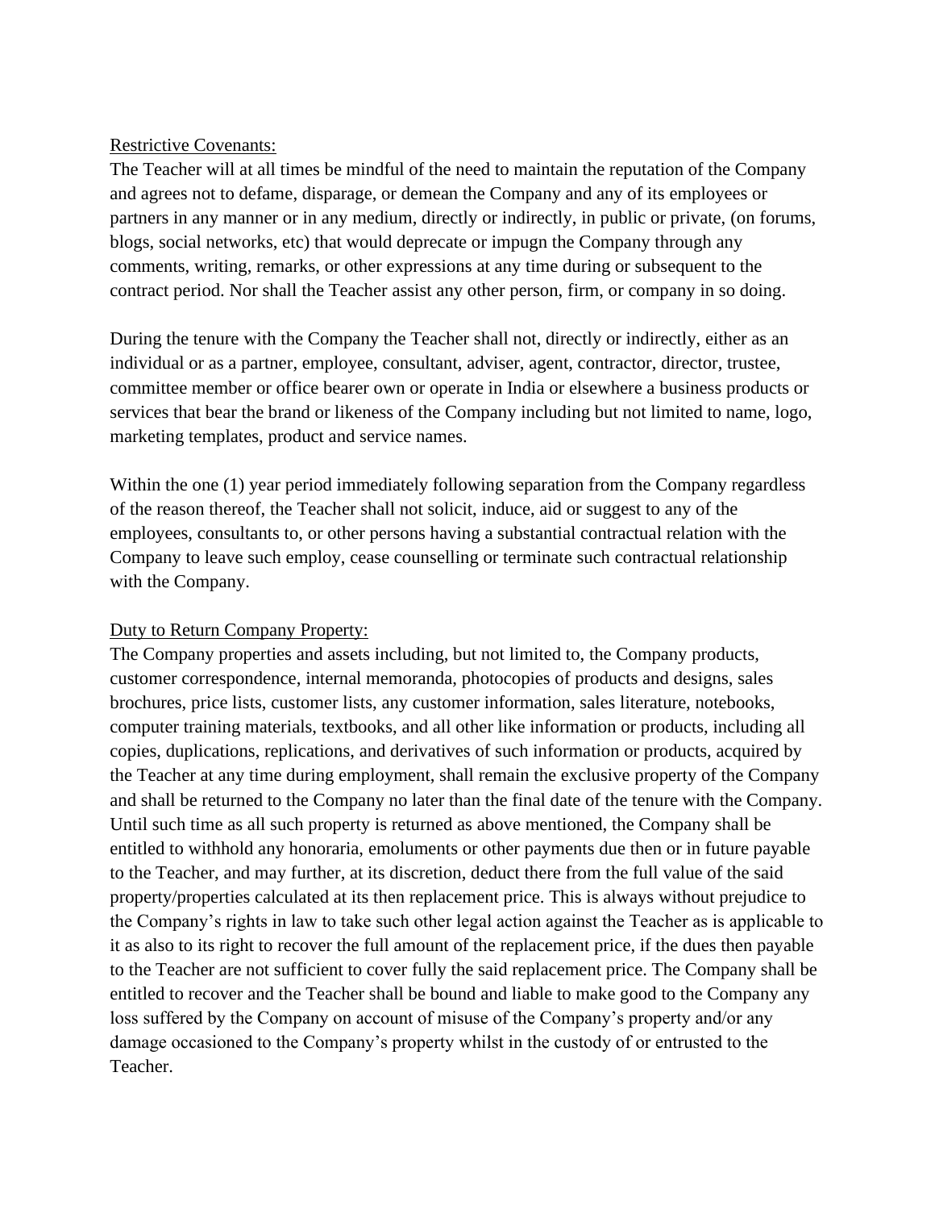Restrictive Covenants:

The Teacher will at all times be mindful of the need to maintain the reputation of the Company and agrees not to defame, disparage, or demean the Company and any of its employees or partners in any manner or in any medium, directly or indirectly, in public or private, (on forums, blogs, social networks, etc) that would deprecate or impugn the Company through any comments, writing, remarks, or other expressions at any time during or subsequent to the contract period. Nor shall the Teacher assist any other person, firm, or company in so doing.

During the tenure with the Company the Teacher shall not, directly or indirectly, either as an individual or as a partner, employee, consultant, adviser, agent, contractor, director, trustee, committee member or office bearer own or operate in India or elsewhere a business products or services that bear the brand or likeness of the Company including but not limited to name, logo, marketing templates, product and service names.

Within the one (1) year period immediately following separation from the Company regardless of the reason thereof, the Teacher shall not solicit, induce, aid or suggest to any of the employees, consultants to, or other persons having a substantial contractual relation with the Company to leave such employ, cease counselling or terminate such contractual relationship with the Company.

Duty to Return Company Property:

The Company properties and assets including, but not limited to, the Company products, customer correspondence, internal memoranda, photocopies of products and designs, sales brochures, price lists, customer lists, any customer information, sales literature, notebooks, computer training materials, textbooks, and all other like information or products, including all copies, duplications, replications, and derivatives of such information or products, acquired by the Teacher at any time during employment, shall remain the exclusive property of the Company and shall be returned to the Company no later than the final date of the tenure with the Company. Until such time as all such property is returned as above mentioned, the Company shall be entitled to withhold any honoraria, emoluments or other payments due then or in future payable to the Teacher, and may further, at its discretion, deduct there from the full value of the said property/properties calculated at its then replacement price. This is always without prejudice to the Company's rights in law to take such other legal action against the Teacher as is applicable to it as also to its right to recover the full amount of the replacement price, if the dues then payable to the Teacher are not sufficient to cover fully the said replacement price. The Company shall be entitled to recover and the Teacher shall be bound and liable to make good to the Company any loss suffered by the Company on account of misuse of the Company's property and/or any damage occasioned to the Company's property whilst in the custody of or entrusted to the Teacher.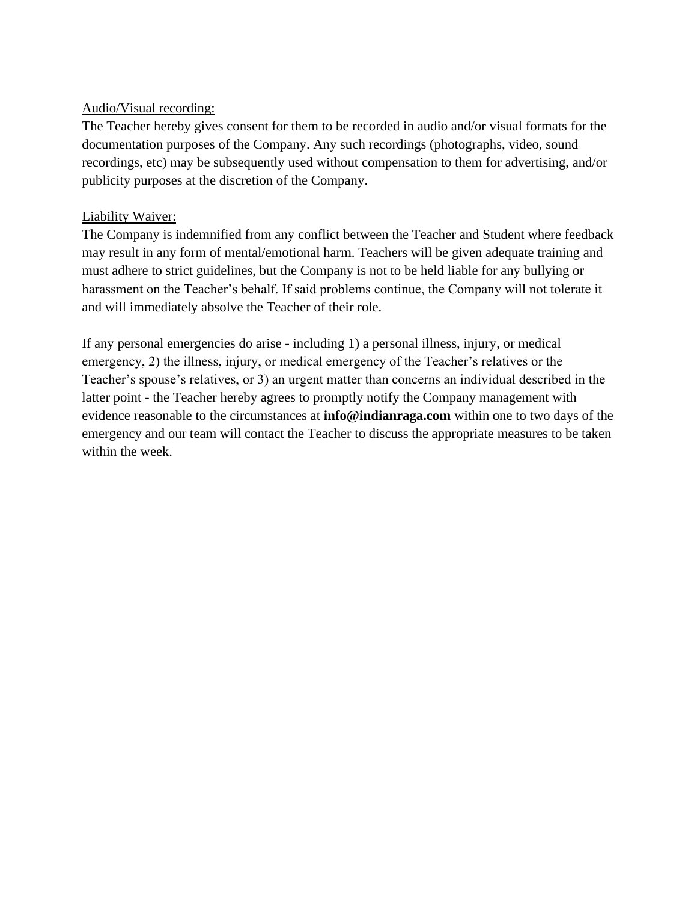Audio/Visual recording:

The Teacher hereby gives consent for them to be recorded in audio and/or visual formats for the documentation purposes of the Company. Any such recordings (photographs, video, sound recordings, etc) may be subsequently used without compensation to them for advertising, and/or publicity purposes at the discretion of the Company.

Liability Waiver:

The Company is indemnified from any conflict between the Teacher and Student where feedback may result in any form of mental/emotional harm. Teachers will be given adequate training and must adhere to strict guidelines, but the Company is not to be held liable for any bullying or harassment on the Teacher's behalf. If said problems continue, the Company will not tolerate it and will immediately absolve the Teacher of their role.

If any personal emergencies do arise - including 1) a personal illness, injury, or medical emergency, 2) the illness, injury, or medical emergency of the Teacher's relatives or the Teacher's spouse's relatives, or 3) an urgent matter than concerns an individual described in the latter point - the Teacher hereby agrees to promptly notify the Company management with evidence reasonable to the circumstances at **info@indianraga.com** within one to two days of the emergency and our team will contact the Teacher to discuss the appropriate measures to be taken within the week.